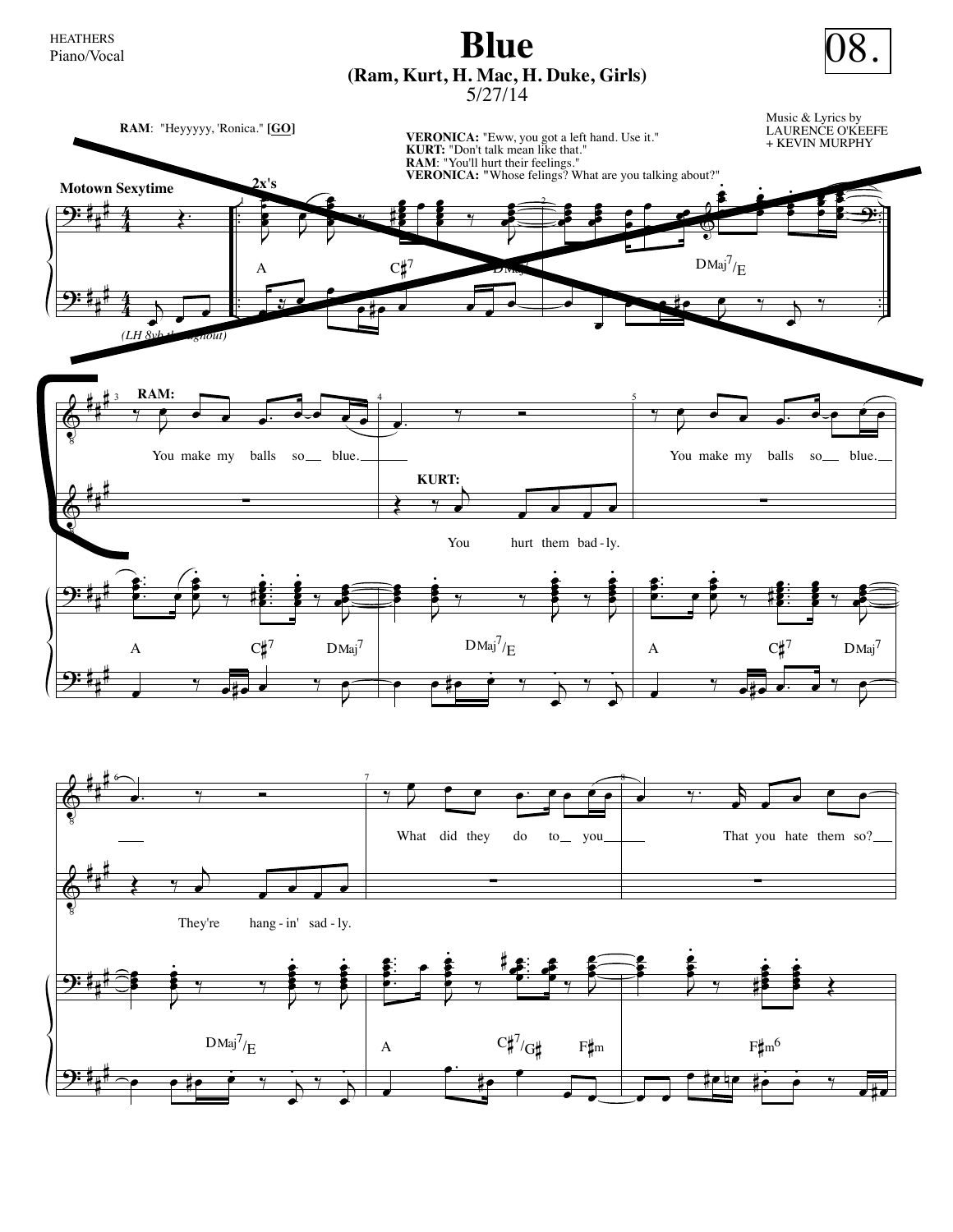HEATHERS
Piano/Vocal

# Blue

**(Ram, Kurt, H. Mac, H. Duke, Girls)**
5/27/14

# 08.

Music & Lyrics by
LAURENCE O'KEEFE
+ KEVIN MURPHY

**RAM**: "Heyyyyy, 'Ronica." **[GO]**

**VERONICA:** "Eww, you got a left hand. Use it."
**KURT:** "Don't talk mean like that."
**RAM**: "You'll hurt their feelings."
**VERONICA:** "Whose felings? What are you talking about?"

**Motown Sexytime**

2x's

A — C♯7 — DMaj7 — DMaj7/E

(LH 8vb throughout)

**RAM:**
You make my balls so blue.

**KURT:**
You hurt them bad - ly.

A — C♯7 — DMaj7 — DMaj7/E — A — C♯7 — DMaj7

You make my balls so blue.

They're hang - in' sad - ly.

What did they do to you
That you hate them so?

DMaj7/E — A — C♯7/G♯ — F♯m — F♯m6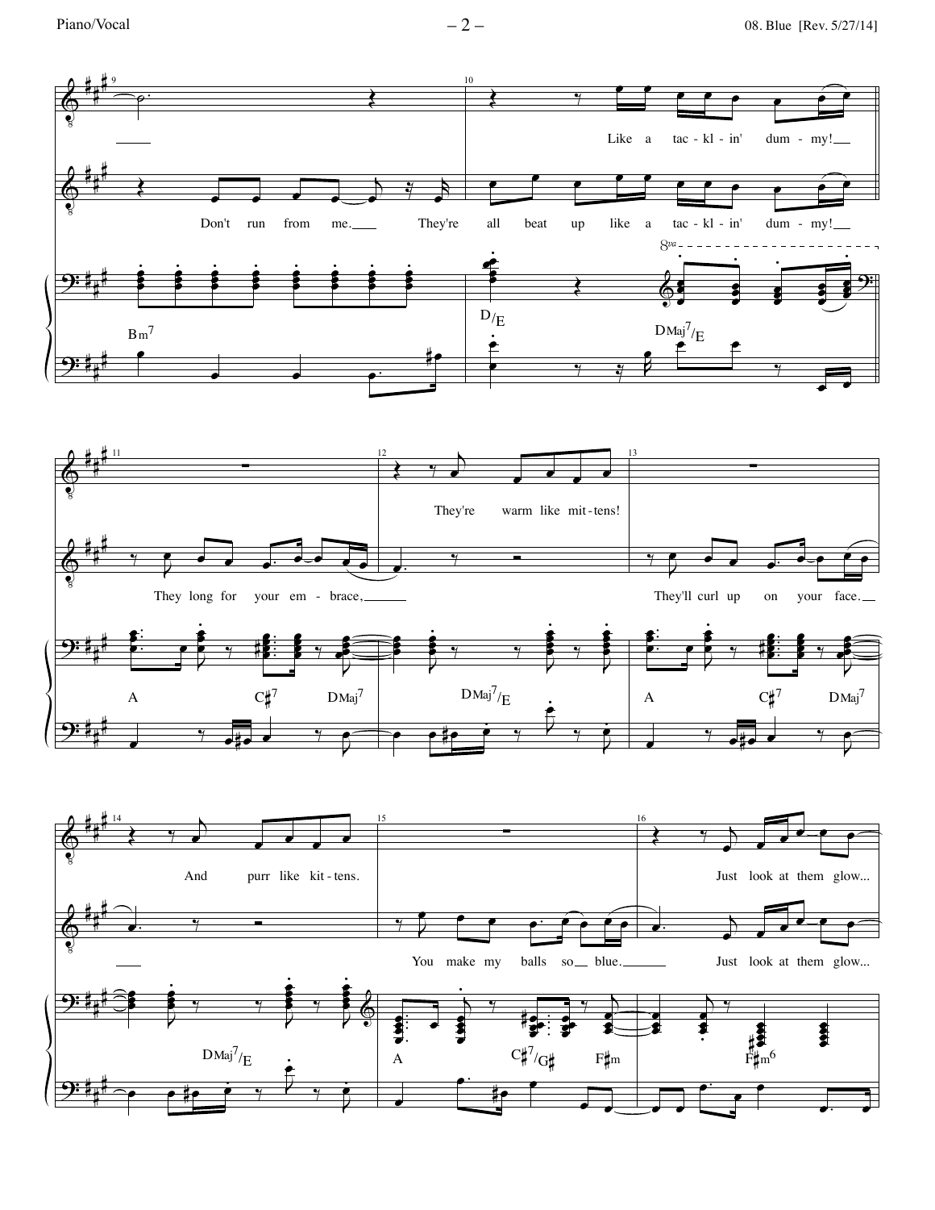9

Don't run from me. They're

Bm7

10

Like a tac - kl - in' dum - my!

all beat up like a tac - kl - in' dum - my!

8va

D/E

DMaj7/E

11

They long for your em - brace,

A C♯7 DMaj7

12

They're warm like mit - tens!

DMaj7/E

13

They'll curl up on your face.

A C♯7 DMaj7

14

And purr like kit - tens.

DMaj7/E

15

You make my balls so blue.

A C♯7/G♯ F♯m

16

Just look at them glow...

Just look at them glow...

F♯m6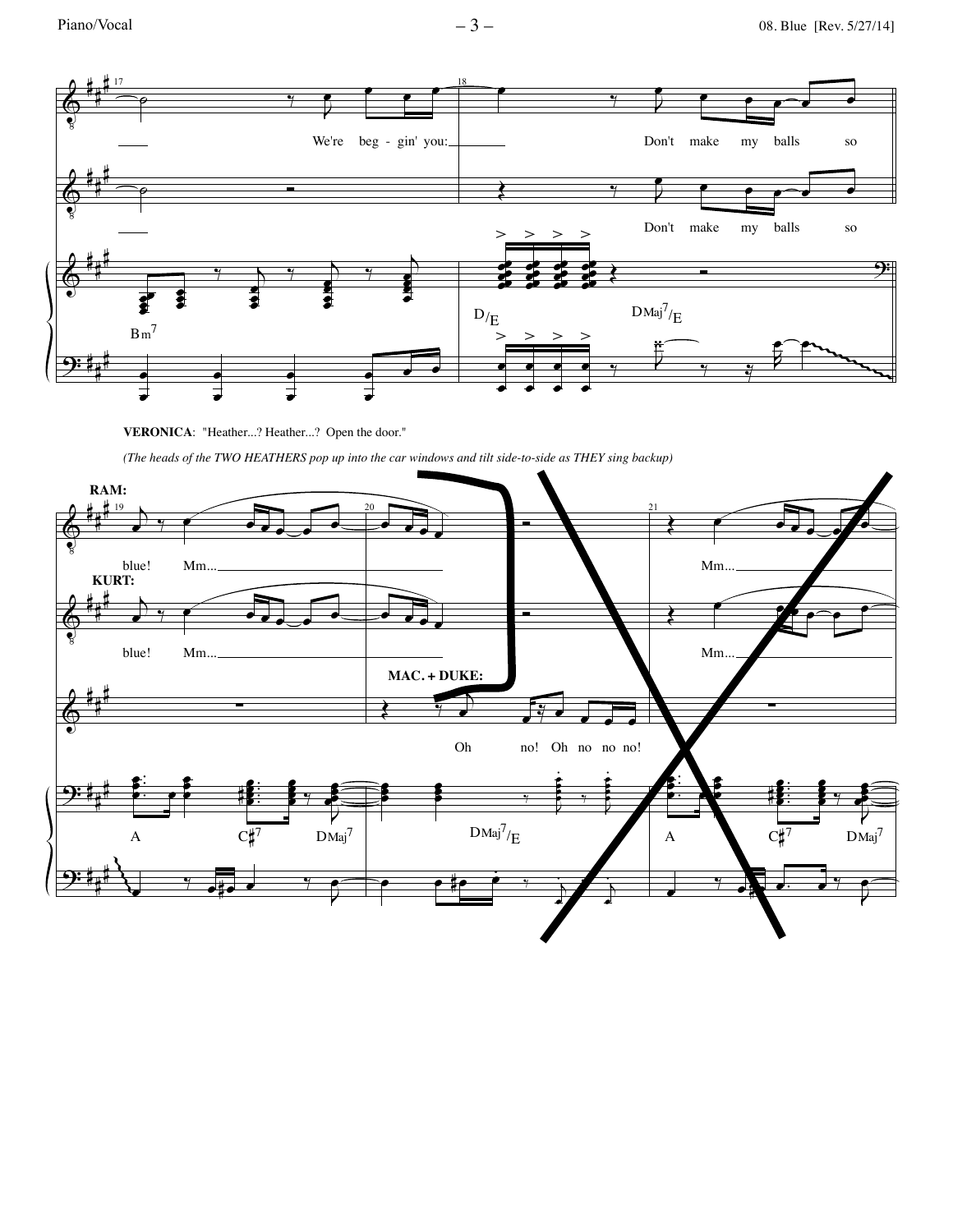**VERONICA**: "Heather...? Heather...? Open the door."

*(The heads of the TWO HEATHERS pop up into the car windows and tilt side-to-side as THEY sing backup)*